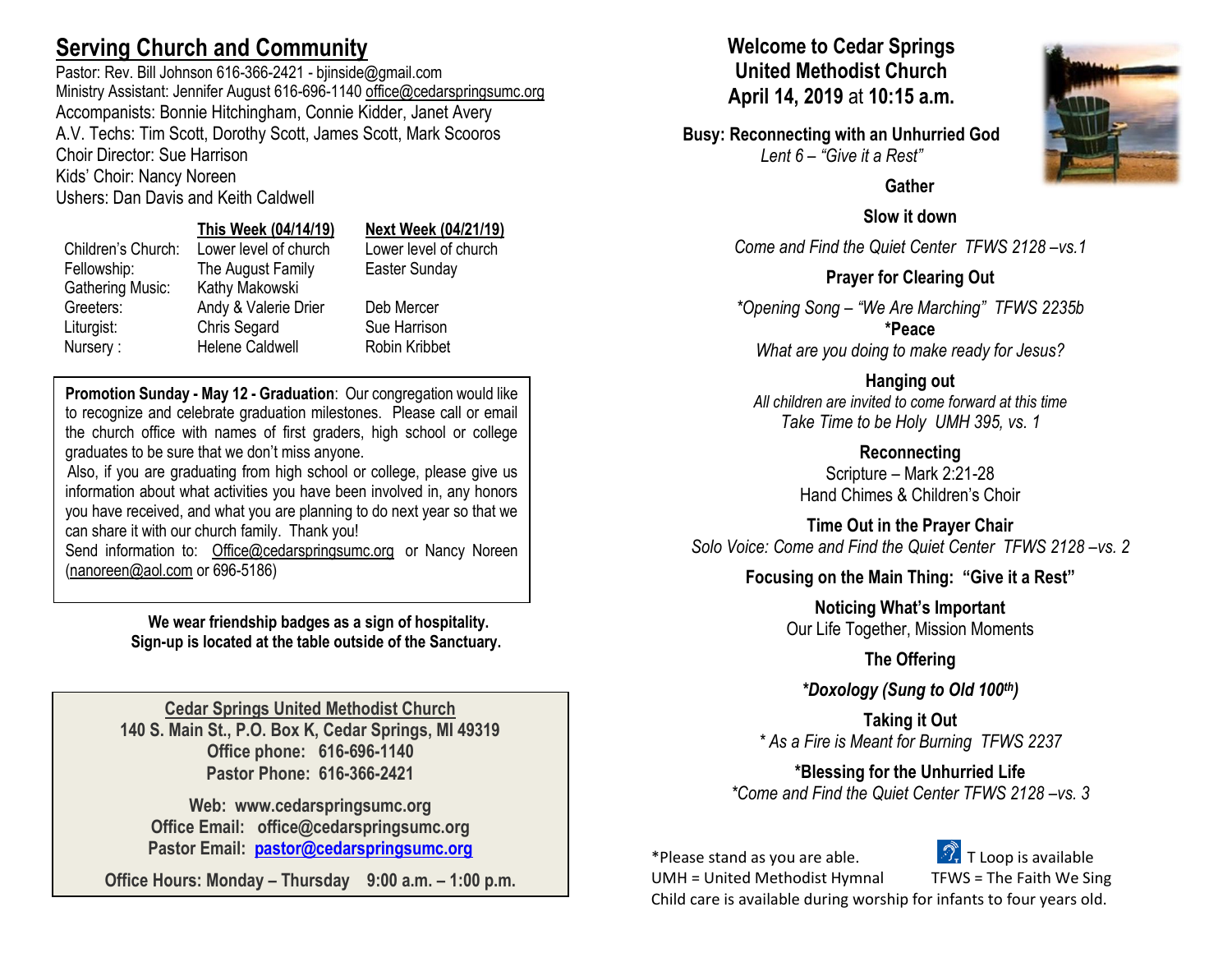## Serving Church and Community

Pastor: Rev. Bill Johnson 616-366-2421 - bjinside@gmail.com
Ministry Assistant: Jennifer August 616-696-1140 office@cedarspringsumc.org
Accompanists: Bonnie Hitchingham, Connie Kidder, Janet Avery
A.V. Techs: Tim Scott, Dorothy Scott, James Scott, Mark Scooros
Choir Director: Sue Harrison
Kids' Choir: Nancy Noreen
Ushers: Dan Davis and Keith Caldwell

| | This Week (04/14/19) | Next Week (04/21/19) |
|---|---|---|
| Children's Church: | Lower level of church | Lower level of church |
| Fellowship: | The August Family | Easter Sunday |
| Gathering Music: | Kathy Makowski | |
| Greeters: | Andy & Valerie Drier | Deb Mercer |
| Liturgist: | Chris Segard | Sue Harrison |
| Nursery : | Helene Caldwell | Robin Kribbet |

**Promotion Sunday - May 12 - Graduation**: Our congregation would like to recognize and celebrate graduation milestones. Please call or email the church office with names of first graders, high school or college graduates to be sure that we don't miss anyone.
Also, if you are graduating from high school or college, please give us information about what activities you have been involved in, any honors you have received, and what you are planning to do next year so that we can share it with our church family. Thank you!
Send information to: Office@cedarspringsumc.org or Nancy Noreen (nanoreen@aol.com or 696-5186)

**We wear friendship badges as a sign of hospitality.**
**Sign-up is located at the table outside of the Sanctuary.**

**Cedar Springs United Methodist Church**
**140 S. Main St., P.O. Box K, Cedar Springs, MI 49319**
**Office phone: 616-696-1140**
**Pastor Phone: 616-366-2421**

**Web: www.cedarspringsumc.org**
**Office Email: office@cedarspringsumc.org**
**Pastor Email: pastor@cedarspringsumc.org**

**Office Hours: Monday – Thursday 9:00 a.m. – 1:00 p.m.**

# Welcome to Cedar Springs United Methodist Church
## April 14, 2019 at 10:15 a.m.

**Busy: Reconnecting with an Unhurried God**
*Lent 6 – "Give it a Rest"*

**Gather**

**Slow it down**

*Come and Find the Quiet Center TFWS 2128 –vs.1*

**Prayer for Clearing Out**

*\*Opening Song – "We Are Marching" TFWS 2235b*

**\*Peace**
*What are you doing to make ready for Jesus?*

**Hanging out**
*All children are invited to come forward at this time*
*Take Time to be Holy UMH 395, vs. 1*

**Reconnecting**
Scripture – Mark 2:21-28
Hand Chimes & Children's Choir

**Time Out in the Prayer Chair**
*Solo Voice: Come and Find the Quiet Center TFWS 2128 –vs. 2*

**Focusing on the Main Thing: "Give it a Rest"**

**Noticing What's Important**
Our Life Together, Mission Moments

**The Offering**

***\*Doxology (Sung to Old 100th)***

**Taking it Out**
*\* As a Fire is Meant for Burning TFWS 2237*

**\*Blessing for the Unhurried Life**
*\*Come and Find the Quiet Center TFWS 2128 –vs. 3*

\*Please stand as you are able. T Loop is available
UMH = United Methodist Hymnal TFWS = The Faith We Sing
Child care is available during worship for infants to four years old.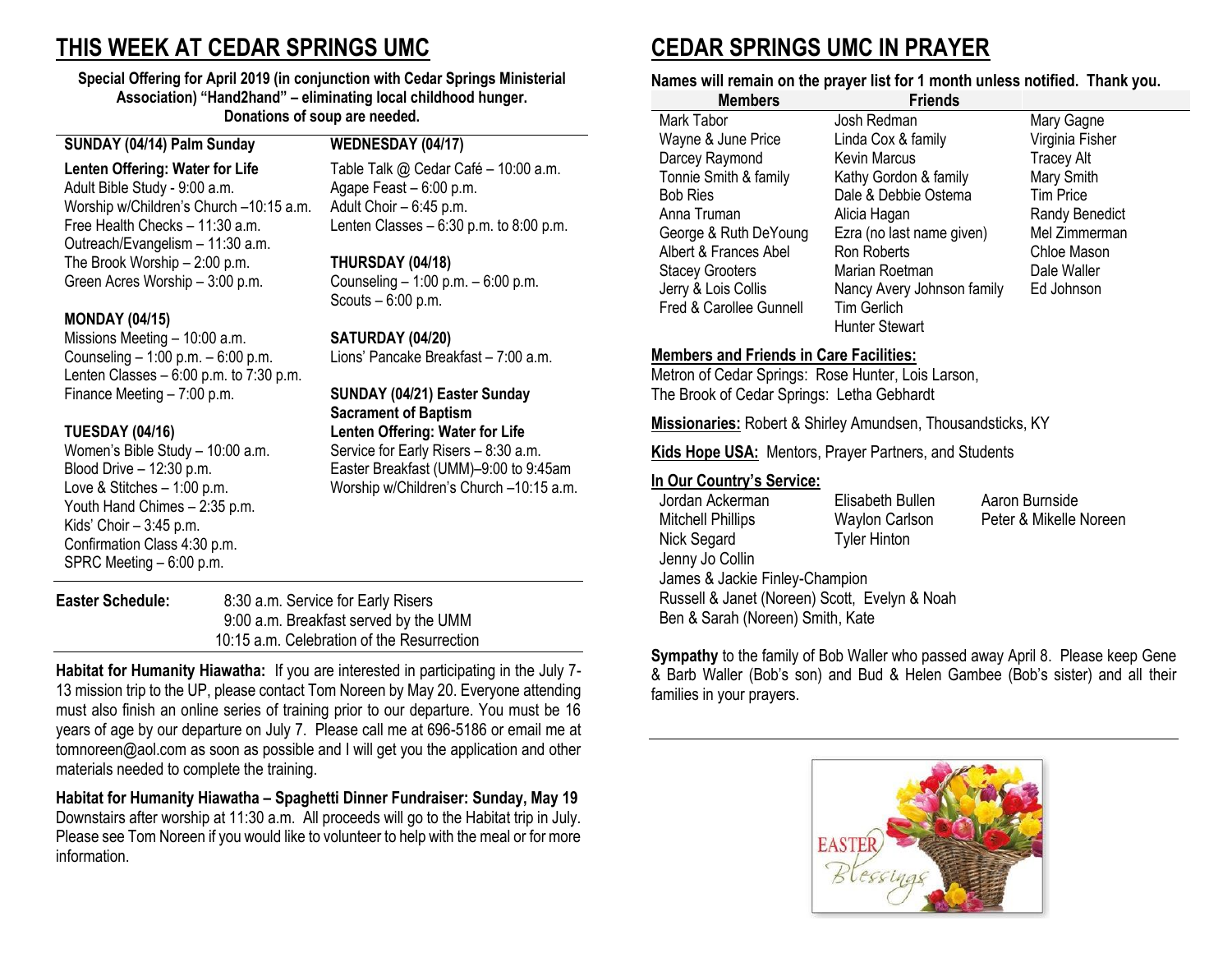# THIS WEEK AT CEDAR SPRINGS UMC

**Special Offering for April 2019 (in conjunction with Cedar Springs Ministerial Association) "Hand2hand" – eliminating local childhood hunger. Donations of soup are needed.**

**SUNDAY (04/14) Palm Sunday**

**Lenten Offering: Water for Life**
Adult Bible Study - 9:00 a.m.
Worship w/Children's Church –10:15 a.m.
Free Health Checks – 11:30 a.m.
Outreach/Evangelism – 11:30 a.m.
The Brook Worship – 2:00 p.m.
Green Acres Worship – 3:00 p.m.

**MONDAY (04/15)**
Missions Meeting – 10:00 a.m.
Counseling – 1:00 p.m. – 6:00 p.m.
Lenten Classes – 6:00 p.m. to 7:30 p.m.
Finance Meeting – 7:00 p.m.

**TUESDAY (04/16)**
Women's Bible Study – 10:00 a.m.
Blood Drive – 12:30 p.m.
Love & Stitches – 1:00 p.m.
Youth Hand Chimes – 2:35 p.m.
Kids' Choir – 3:45 p.m.
Confirmation Class 4:30 p.m.
SPRC Meeting – 6:00 p.m.

**WEDNESDAY (04/17)**
Table Talk @ Cedar Café – 10:00 a.m.
Agape Feast – 6:00 p.m.
Adult Choir – 6:45 p.m.
Lenten Classes – 6:30 p.m. to 8:00 p.m.

**THURSDAY (04/18)**
Counseling – 1:00 p.m. – 6:00 p.m.
Scouts – 6:00 p.m.

**SATURDAY (04/20)**
Lions' Pancake Breakfast – 7:00 a.m.

**SUNDAY (04/21) Easter Sunday**
**Sacrament of Baptism**
**Lenten Offering: Water for Life**
Service for Early Risers – 8:30 a.m.
Easter Breakfast (UMM)–9:00 to 9:45am
Worship w/Children's Church –10:15 a.m.

**Easter Schedule:**
8:30 a.m. Service for Early Risers
9:00 a.m. Breakfast served by the UMM
10:15 a.m. Celebration of the Resurrection

**Habitat for Humanity Hiawatha:** If you are interested in participating in the July 7-13 mission trip to the UP, please contact Tom Noreen by May 20. Everyone attending must also finish an online series of training prior to our departure. You must be 16 years of age by our departure on July 7. Please call me at 696-5186 or email me at tomnoreen@aol.com as soon as possible and I will get you the application and other materials needed to complete the training.

**Habitat for Humanity Hiawatha – Spaghetti Dinner Fundraiser: Sunday, May 19**
Downstairs after worship at 11:30 a.m. All proceeds will go to the Habitat trip in July. Please see Tom Noreen if you would like to volunteer to help with the meal or for more information.

# CEDAR SPRINGS UMC IN PRAYER

**Names will remain on the prayer list for 1 month unless notified. Thank you.**

| Members | Friends | |
|---|---|---|
| Mark Tabor | Josh Redman | Mary Gagne |
| Wayne & June Price | Linda Cox & family | Virginia Fisher |
| Darcey Raymond | Kevin Marcus | Tracey Alt |
| Tonnie Smith & family | Kathy Gordon & family | Mary Smith |
| Bob Ries | Dale & Debbie Ostema | Tim Price |
| Anna Truman | Alicia Hagan | Randy Benedict |
| George & Ruth DeYoung | Ezra (no last name given) | Mel Zimmerman |
| Albert & Frances Abel | Ron Roberts | Chloe Mason |
| Stacey Grooters | Marian Roetman | Dale Waller |
| Jerry & Lois Collis | Nancy Avery Johnson family | Ed Johnson |
| Fred & Carollee Gunnell | Tim Gerlich | |
| | Hunter Stewart | |

**Members and Friends in Care Facilities:**
Metron of Cedar Springs: Rose Hunter, Lois Larson,
The Brook of Cedar Springs: Letha Gebhardt

**Missionaries:** Robert & Shirley Amundsen, Thousandsticks, KY

**Kids Hope USA:** Mentors, Prayer Partners, and Students

**In Our Country's Service:**

Jordan Ackerman, Elisabeth Bullen, Aaron Burnside
Mitchell Phillips, Waylon Carlson, Peter & Mikelle Noreen
Nick Segard, Tyler Hinton
Jenny Jo Collin
James & Jackie Finley-Champion
Russell & Janet (Noreen) Scott, Evelyn & Noah
Ben & Sarah (Noreen) Smith, Kate

**Sympathy** to the family of Bob Waller who passed away April 8. Please keep Gene & Barb Waller (Bob's son) and Bud & Helen Gambee (Bob's sister) and all their families in your prayers.

EASTER Blessings